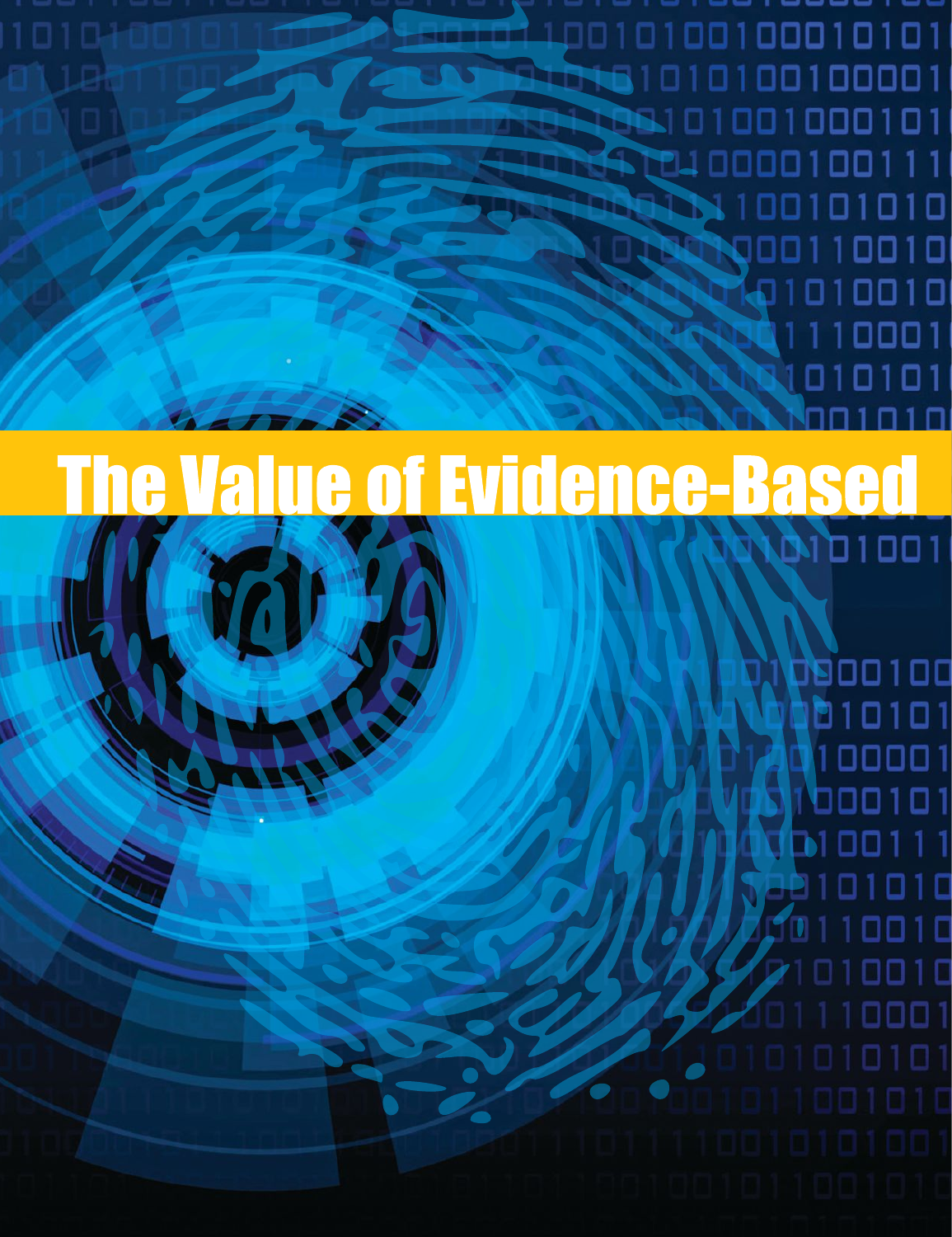# The Value of Evidence-Based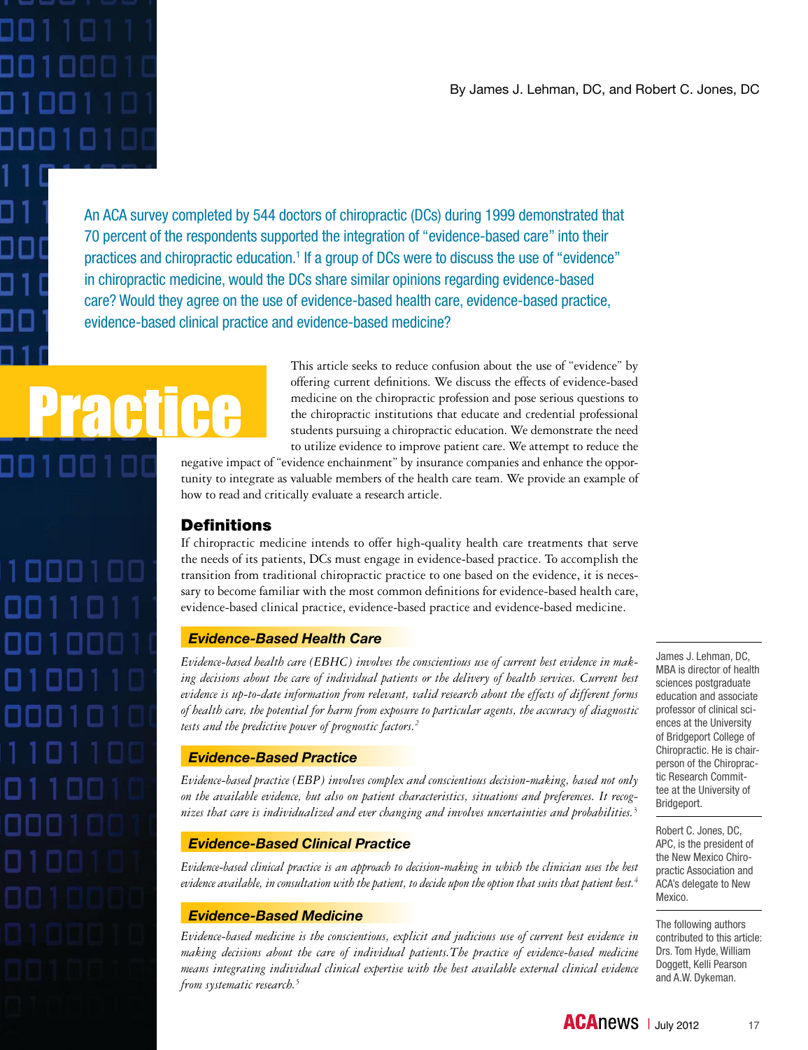By James J. Lehman, DC, and Robert C. Jones, DC

An ACA survey completed by 544 doctors of chiropractic (DCs) during 1999 demonstrated that 70 percent of the respondents supported the integration of "evidence-based care" into their practices and chiropractic education.[1] If a group of DCs were to discuss the use of "evidence" in chiropractic medicine, would the DCs share similar opinions regarding evidence-based care? Would they agree on the use of evidence-based health care, evidence-based practice, evidence-based clinical practice and evidence-based medicine?

# Practice

This article seeks to reduce confusion about the use of "evidence" by offering current definitions. We discuss the effects of evidence-based medicine on the chiropractic profession and pose serious questions to the chiropractic institutions that educate and credential professional students pursuing a chiropractic education. We demonstrate the need to utilize evidence to improve patient care. We attempt to reduce the negative impact of "evidence enchainment" by insurance companies and enhance the opportunity to integrate as valuable members of the health care team. We provide an example of how to read and critically evaluate a research article.

## Definitions

If chiropractic medicine intends to offer high-quality health care treatments that serve the needs of its patients, DCs must engage in evidence-based practice. To accomplish the transition from traditional chiropractic practice to one based on the evidence, it is necessary to become familiar with the most common definitions for evidence-based health care, evidence-based clinical practice, evidence-based practice and evidence-based medicine.

### Evidence-Based Health Care

*Evidence-based health care (EBHC) involves the conscientious use of current best evidence in making decisions about the care of individual patients or the delivery of health services. Current best evidence is up-to-date information from relevant, valid research about the effects of different forms of health care, the potential for harm from exposure to particular agents, the accuracy of diagnostic tests and the predictive power of prognostic factors.*[2]

### Evidence-Based Practice

*Evidence-based practice (EBP) involves complex and conscientious decision-making, based not only on the available evidence, but also on patient characteristics, situations and preferences. It recognizes that care is individualized and ever changing and involves uncertainties and probabilities.*[3]

### Evidence-Based Clinical Practice

*Evidence-based clinical practice is an approach to decision-making in which the clinician uses the best evidence available, in consultation with the patient, to decide upon the option that suits that patient best.*[4]

### Evidence-Based Medicine

*Evidence-based medicine is the conscientious, explicit and judicious use of current best evidence in making decisions about the care of individual patients. The practice of evidence-based medicine means integrating individual clinical expertise with the best available external clinical evidence from systematic research.*[5]

---

James J. Lehman, DC, MBA is director of health sciences postgraduate education and associate professor of clinical sciences at the University of Bridgeport College of Chiropractic. He is chairperson of the Chiropractic Research Committee at the University of Bridgeport.

Robert C. Jones, DC, APC, is the president of the New Mexico Chiropractic Association and ACA's delegate to New Mexico.

The following authors contributed to this article: Drs. Tom Hyde, William Doggett, Kelli Pearson and A.W. Dykeman.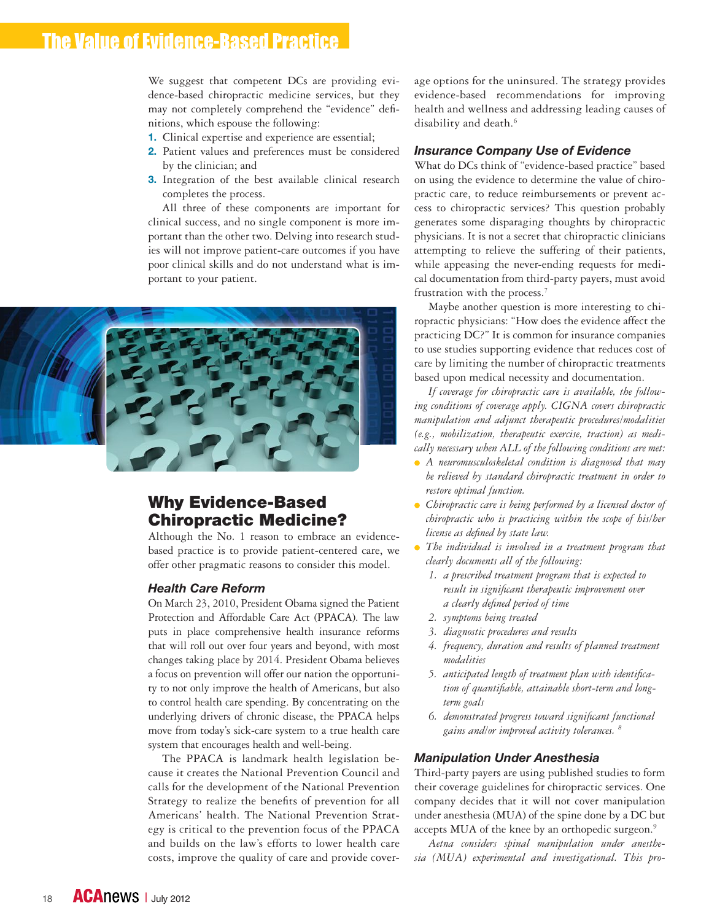We suggest that competent DCs are providing evidence-based chiropractic medicine services, but they may not completely comprehend the "evidence" definitions, which espouse the following:

1. Clinical expertise and experience are essential;
2. Patient values and preferences must be considered by the clinician; and
3. Integration of the best available clinical research completes the process.

All three of these components are important for clinical success, and no single component is more important than the other two. Delving into research studies will not improve patient-care outcomes if you have poor clinical skills and do not understand what is important to your patient.

## Why Evidence-Based Chiropractic Medicine?

Although the No. 1 reason to embrace an evidence-based practice is to provide patient-centered care, we offer other pragmatic reasons to consider this model.

### Health Care Reform

On March 23, 2010, President Obama signed the Patient Protection and Affordable Care Act (PPACA). The law puts in place comprehensive health insurance reforms that will roll out over four years and beyond, with most changes taking place by 2014. President Obama believes a focus on prevention will offer our nation the opportunity to not only improve the health of Americans, but also to control health care spending. By concentrating on the underlying drivers of chronic disease, the PPACA helps move from today's sick-care system to a true health care system that encourages health and well-being.

The PPACA is landmark health legislation because it creates the National Prevention Council and calls for the development of the National Prevention Strategy to realize the benefits of prevention for all Americans' health. The National Prevention Strategy is critical to the prevention focus of the PPACA and builds on the law's efforts to lower health care costs, improve the quality of care and provide coverage options for the uninsured. The strategy provides evidence-based recommendations for improving health and wellness and addressing leading causes of disability and death.[6]

### Insurance Company Use of Evidence

What do DCs think of "evidence-based practice" based on using the evidence to determine the value of chiropractic care, to reduce reimbursements or prevent access to chiropractic services? This question probably generates some disparaging thoughts by chiropractic physicians. It is not a secret that chiropractic clinicians attempting to relieve the suffering of their patients, while appeasing the never-ending requests for medical documentation from third-party payers, must avoid frustration with the process.[7]

Maybe another question is more interesting to chiropractic physicians: "How does the evidence affect the practicing DC?" It is common for insurance companies to use studies supporting evidence that reduces cost of care by limiting the number of chiropractic treatments based upon medical necessity and documentation.

*If coverage for chiropractic care is available, the following conditions of coverage apply. CIGNA covers chiropractic manipulation and adjunct therapeutic procedures/modalities (e.g., mobilization, therapeutic exercise, traction) as medically necessary when ALL of the following conditions are met:*

- *A neuromusculoskeletal condition is diagnosed that may be relieved by standard chiropractic treatment in order to restore optimal function.*
- *Chiropractic care is being performed by a licensed doctor of chiropractic who is practicing within the scope of his/her license as defined by state law.*
- *The individual is involved in a treatment program that clearly documents all of the following:*
  1. *a prescribed treatment program that is expected to result in significant therapeutic improvement over a clearly defined period of time*
  2. *symptoms being treated*
  3. *diagnostic procedures and results*
  4. *frequency, duration and results of planned treatment modalities*
  5. *anticipated length of treatment plan with identification of quantifiable, attainable short-term and long-term goals*
  6. *demonstrated progress toward significant functional gains and/or improved activity tolerances.* [8]

### Manipulation Under Anesthesia

Third-party payers are using published studies to form their coverage guidelines for chiropractic services. One company decides that it will not cover manipulation under anesthesia (MUA) of the spine done by a DC but accepts MUA of the knee by an orthopedic surgeon.[9]

*Aetna considers spinal manipulation under anesthesia (MUA) experimental and investigational. This pro-*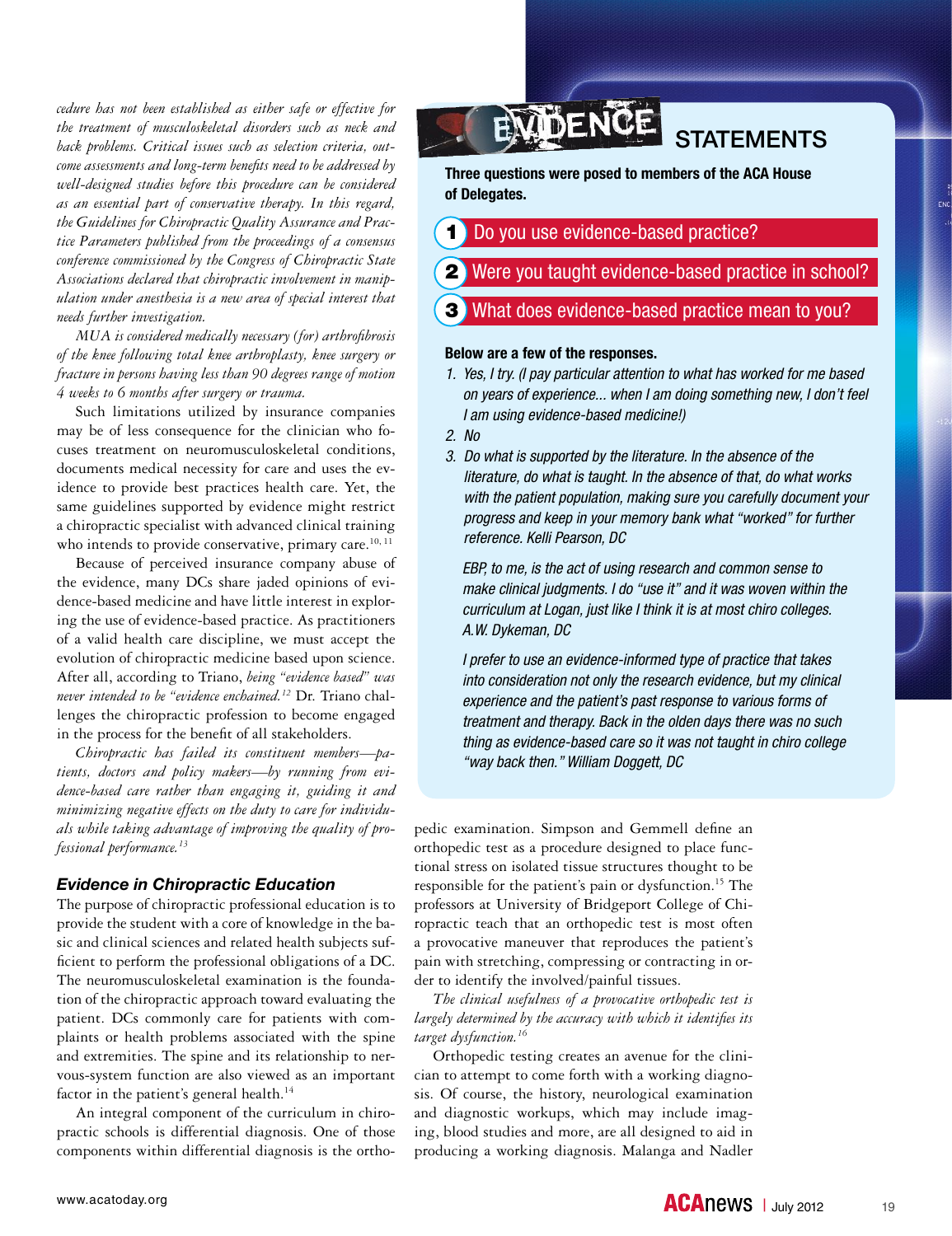*cedure has not been established as either safe or effective for the treatment of musculoskeletal disorders such as neck and back problems. Critical issues such as selection criteria, outcome assessments and long-term benefits need to be addressed by well-designed studies before this procedure can be considered as an essential part of conservative therapy. In this regard, the Guidelines for Chiropractic Quality Assurance and Practice Parameters published from the proceedings of a consensus conference commissioned by the Congress of Chiropractic State Associations declared that chiropractic involvement in manipulation under anesthesia is a new area of special interest that needs further investigation.*

*MUA is considered medically necessary (for) arthrofibrosis of the knee following total knee arthroplasty, knee surgery or fracture in persons having less than 90 degrees range of motion 4 weeks to 6 months after surgery or trauma.*

Such limitations utilized by insurance companies may be of less consequence for the clinician who focuses treatment on neuromusculoskeletal conditions, documents medical necessity for care and uses the evidence to provide best practices health care. Yet, the same guidelines supported by evidence might restrict a chiropractic specialist with advanced clinical training who intends to provide conservative, primary care.[10, 11]

Because of perceived insurance company abuse of the evidence, many DCs share jaded opinions of evidence-based medicine and have little interest in exploring the use of evidence-based practice. As practitioners of a valid health care discipline, we must accept the evolution of chiropractic medicine based upon science. After all, according to Triano, *being "evidence based" was never intended to be "evidence enchained."*[12] Dr. Triano challenges the chiropractic profession to become engaged in the process for the benefit of all stakeholders.

*Chiropractic has failed its constituent members—patients, doctors and policy makers—by running from evidence-based care rather than engaging it, guiding it and minimizing negative effects on the duty to care for individuals while taking advantage of improving the quality of professional performance.*[13]

### Evidence in Chiropractic Education

The purpose of chiropractic professional education is to provide the student with a core of knowledge in the basic and clinical sciences and related health subjects sufficient to perform the professional obligations of a DC. The neuromusculoskeletal examination is the foundation of the chiropractic approach toward evaluating the patient. DCs commonly care for patients with complaints or health problems associated with the spine and extremities. The spine and its relationship to nervous-system function are also viewed as an important factor in the patient's general health.[14]

An integral component of the curriculum in chiropractic schools is differential diagnosis. One of those components within differential diagnosis is the orthopedic examination. Simpson and Gemmell define an orthopedic test as a procedure designed to place functional stress on isolated tissue structures thought to be responsible for the patient's pain or dysfunction.[15] The professors at University of Bridgeport College of Chiropractic teach that an orthopedic test is most often a provocative maneuver that reproduces the patient's pain with stretching, compressing or contracting in order to identify the involved/painful tissues.

*The clinical usefulness of a provocative orthopedic test is largely determined by the accuracy with which it identifies its target dysfunction.*[16]

Orthopedic testing creates an avenue for the clinician to attempt to come forth with a working diagnosis. Of course, the history, neurological examination and diagnostic workups, which may include imaging, blood studies and more, are all designed to aid in producing a working diagnosis. Malanga and Nadler

---

## EVIDENCE STATEMENTS

**Three questions were posed to members of the ACA House of Delegates.**

1. Do you use evidence-based practice?
2. Were you taught evidence-based practice in school?
3. What does evidence-based practice mean to you?

**Below are a few of the responses.**

1. *Yes, I try. (I pay particular attention to what has worked for me based on years of experience... when I am doing something new, I don't feel I am using evidence-based medicine!)*
2. *No*
3. *Do what is supported by the literature. In the absence of the literature, do what is taught. In the absence of that, do what works with the patient population, making sure you carefully document your progress and keep in your memory bank what "worked" for further reference. Kelli Pearson, DC*

*EBP, to me, is the act of using research and common sense to make clinical judgments. I do "use it" and it was woven within the curriculum at Logan, just like I think it is at most chiro colleges. A.W. Dykeman, DC*

*I prefer to use an evidence-informed type of practice that takes into consideration not only the research evidence, but my clinical experience and the patient's past response to various forms of treatment and therapy. Back in the olden days there was no such thing as evidence-based care so it was not taught in chiro college "way back then." William Doggett, DC*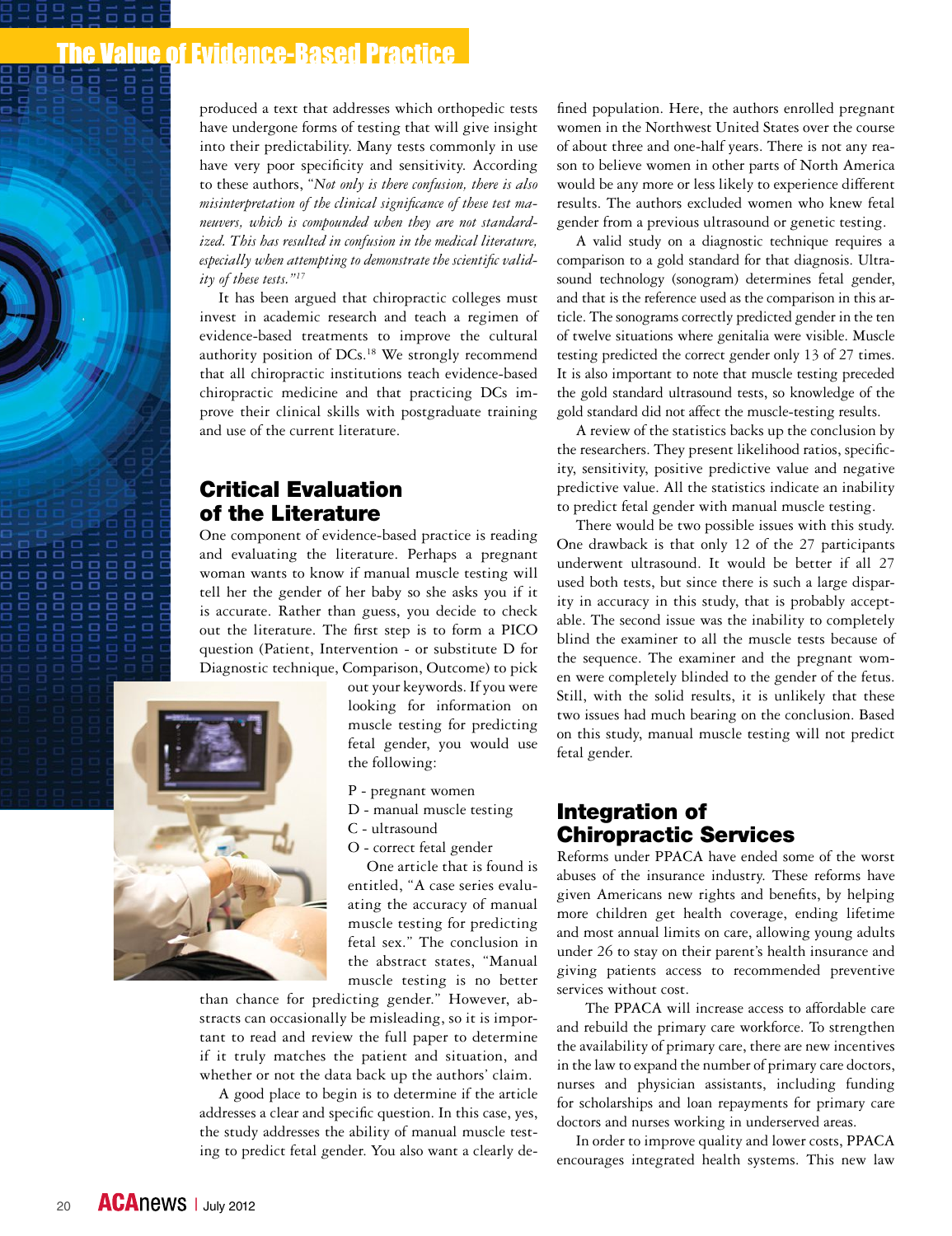produced a text that addresses which orthopedic tests have undergone forms of testing that will give insight into their predictability. Many tests commonly in use have very poor specificity and sensitivity. According to these authors, "*Not only is there confusion, there is also misinterpretation of the clinical significance of these test maneuvers, which is compounded when they are not standardized. This has resulted in confusion in the medical literature, especially when attempting to demonstrate the scientific validity of these tests.*"[17]

It has been argued that chiropractic colleges must invest in academic research and teach a regimen of evidence-based treatments to improve the cultural authority position of DCs.[18] We strongly recommend that all chiropractic institutions teach evidence-based chiropractic medicine and that practicing DCs improve their clinical skills with postgraduate training and use of the current literature.

## Critical Evaluation of the Literature

One component of evidence-based practice is reading and evaluating the literature. Perhaps a pregnant woman wants to know if manual muscle testing will tell her the gender of her baby so she asks you if it is accurate. Rather than guess, you decide to check out the literature. The first step is to form a PICO question (Patient, Intervention - or substitute D for Diagnostic technique, Comparison, Outcome) to pick out your keywords. If you were looking for information on muscle testing for predicting fetal gender, you would use the following:

P - pregnant women
D - manual muscle testing
C - ultrasound
O - correct fetal gender

One article that is found is entitled, "A case series evaluating the accuracy of manual muscle testing for predicting fetal sex." The conclusion in the abstract states, "Manual muscle testing is no better than chance for predicting gender." However, abstracts can occasionally be misleading, so it is important to read and review the full paper to determine if it truly matches the patient and situation, and whether or not the data back up the authors' claim.

A good place to begin is to determine if the article addresses a clear and specific question. In this case, yes, the study addresses the ability of manual muscle testing to predict fetal gender. You also want a clearly defined population. Here, the authors enrolled pregnant women in the Northwest United States over the course of about three and one-half years. There is not any reason to believe women in other parts of North America would be any more or less likely to experience different results. The authors excluded women who knew fetal gender from a previous ultrasound or genetic testing.

A valid study on a diagnostic technique requires a comparison to a gold standard for that diagnosis. Ultrasound technology (sonogram) determines fetal gender, and that is the reference used as the comparison in this article. The sonograms correctly predicted gender in the ten of twelve situations where genitalia were visible. Muscle testing predicted the correct gender only 13 of 27 times. It is also important to note that muscle testing preceded the gold standard ultrasound tests, so knowledge of the gold standard did not affect the muscle-testing results.

A review of the statistics backs up the conclusion by the researchers. They present likelihood ratios, specificity, sensitivity, positive predictive value and negative predictive value. All the statistics indicate an inability to predict fetal gender with manual muscle testing.

There would be two possible issues with this study. One drawback is that only 12 of the 27 participants underwent ultrasound. It would be better if all 27 used both tests, but since there is such a large disparity in accuracy in this study, that is probably acceptable. The second issue was the inability to completely blind the examiner to all the muscle tests because of the sequence. The examiner and the pregnant women were completely blinded to the gender of the fetus. Still, with the solid results, it is unlikely that these two issues had much bearing on the conclusion. Based on this study, manual muscle testing will not predict fetal gender.

## Integration of Chiropractic Services

Reforms under PPACA have ended some of the worst abuses of the insurance industry. These reforms have given Americans new rights and benefits, by helping more children get health coverage, ending lifetime and most annual limits on care, allowing young adults under 26 to stay on their parent's health insurance and giving patients access to recommended preventive services without cost.

The PPACA will increase access to affordable care and rebuild the primary care workforce. To strengthen the availability of primary care, there are new incentives in the law to expand the number of primary care doctors, nurses and physician assistants, including funding for scholarships and loan repayments for primary care doctors and nurses working in underserved areas.

In order to improve quality and lower costs, PPACA encourages integrated health systems. This new law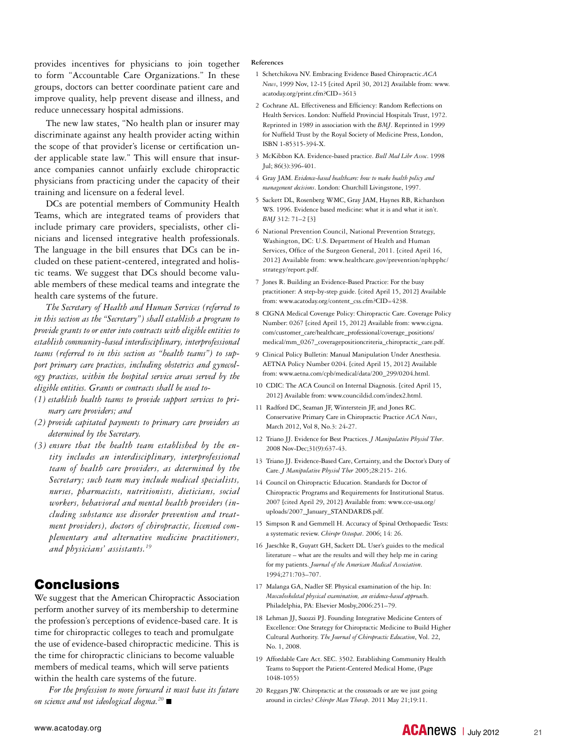provides incentives for physicians to join together to form "Accountable Care Organizations." In these groups, doctors can better coordinate patient care and improve quality, help prevent disease and illness, and reduce unnecessary hospital admissions.

The new law states, "No health plan or insurer may discriminate against any health provider acting within the scope of that provider's license or certification under applicable state law." This will ensure that insurance companies cannot unfairly exclude chiropractic physicians from practicing under the capacity of their training and licensure on a federal level.

DCs are potential members of Community Health Teams, which are integrated teams of providers that include primary care providers, specialists, other clinicians and licensed integrative health professionals. The language in the bill ensures that DCs can be included on these patient-centered, integrated and holistic teams. We suggest that DCs should become valuable members of these medical teams and integrate the health care systems of the future.

*The Secretary of Health and Human Services (referred to in this section as the "Secretary") shall establish a program to provide grants to or enter into contracts with eligible entities to establish community-based interdisciplinary, interprofessional teams (referred to in this section as "health teams") to support primary care practices, including obstetrics and gynecology practices, within the hospital service areas served by the eligible entities. Grants or contracts shall be used to-*

*(1) establish health teams to provide support services to primary care providers; and*

*(2) provide capitated payments to primary care providers as determined by the Secretary.*

*(3) ensure that the health team established by the entity includes an interdisciplinary, interprofessional team of health care providers, as determined by the Secretary; such team may include medical specialists, nurses, pharmacists, nutritionists, dieticians, social workers, behavioral and mental health providers (including substance use disorder prevention and treatment providers), doctors of chiropractic, licensed complementary and alternative medicine practitioners, and physicians' assistants.*[19]

## Conclusions

We suggest that the American Chiropractic Association perform another survey of its membership to determine the profession's perceptions of evidence-based care. It is time for chiropractic colleges to teach and promulgate the use of evidence-based chiropractic medicine. This is the time for chiropractic clinicians to become valuable members of medical teams, which will serve patients within the health care systems of the future.

*For the profession to move forward it must base its future on science and not ideological dogma.*[20] ■

**References**

1. Schetchikova NV. Embracing Evidence Based Chiropractic.*ACA News*, 1999 Nov, 12-15 [cited April 30, 2012] Available from: www.acatoday.org/print.cfm?CID=3613
2. Cochrane AL. Effectiveness and Efficiency: Random Reflections on Health Services. London: Nuffield Provincial Hospitals Trust, 1972. Reprinted in 1989 in association with the *BMJ*. Reprinted in 1999 for Nuffield Trust by the Royal Society of Medicine Press, London, ISBN 1-85315-394-X.
3. McKibbon KA. Evidence-based practice. *Bull Med Libr Assoc*. 1998 Jul; 86(3):396-401.
4. Gray JAM. *Evidence-based healthcare: how to make health policy and management decisions*. London: Churchill Livingstone, 1997.
5. Sackett DL, Rosenberg WMC, Gray JAM, Haynes RB, Richardson WS. 1996. Evidence based medicine: what it is and what it isn't. *BMJ* 312: 71–2 [3]
6. National Prevention Council, National Prevention Strategy, Washington, DC: U.S. Department of Health and Human Services, Office of the Surgeon General, 2011. [cited April 16, 2012] Available from: www.healthcare.gov/prevention/nphpphc/strategy/report.pdf.
7. Jones R. Building an Evidence-Based Practice: For the busy practitioner: A step-by-step guide. [cited April 15, 2012] Available from: www.acatoday.org/content_css.cfm?CID=4238.
8. CIGNA Medical Coverage Policy: Chiropractic Care. Coverage Policy Number: 0267 [cited April 15, 2012] Available from: www.cigna.com/customer_care/healthcare_professional/coverage_positions/medical/mm_0267_coveragepositioncriteria_chiropractic_care.pdf.
9. Clinical Policy Bulletin: Manual Manipulation Under Anesthesia. AETNA Policy Number 0204. [cited April 15, 2012] Available from: www.aetna.com/cpb/medical/data/200_299/0204.html.
10. CDIC: The ACA Council on Internal Diagnosis. [cited April 15, 2012] Available from: www.councildid.com/index2.html.
11. Radford DC, Seaman JF, Winterstein JF, and Jones RC. Conservative Primary Care in Chiropractic Practice *ACA News*, March 2012, Vol 8, No.3: 24-27.
12. Triano JJ. Evidence for Best Practices. *J Manipulative Physiol Ther*. 2008 Nov-Dec;31(9):637-43.
13. Triano JJ. Evidence-Based Care, Certainty, and the Doctor's Duty of Care. *J Manipulative Physiol Ther* 2005;28:215- 216.
14. Council on Chiropractic Education. Standards for Doctor of Chiropractic Programs and Requirements for Institutional Status. 2007 [cited April 29, 2012] Available from: www.cce-usa.org/uploads/2007_January_STANDARDS.pdf.
15. Simpson R and Gemmell H. Accuracy of Spinal Orthopaedic Tests: a systematic review. *Chiropr Osteopat*. 2006; 14: 26.
16. Jaeschke R, Guyatt GH, Sackett DL. User's guides to the medical literature – what are the results and will they help me in caring for my patients. *Journal of the American Medical Association*. 1994;271:703–707.
17. Malanga GA, Nadler SF. Physical examination of the hip. In: *Musculoskeletal physical examination, an evidence-based approach*. Philadelphia, PA: Elsevier Mosby,2006:251–79.
18. Lehman JJ, Suozzi PJ. Founding Integrative Medicine Centers of Excellence: One Strategy for Chiropractic Medicine to Build Higher Cultural Authority. *The Journal of Chiropractic Education*, Vol. 22, No. 1, 2008.
19. Affordable Care Act. SEC. 3502. Establishing Community Health Teams to Support the Patient-Centered Medical Home, (Page 1048-1055)
20. Reggars JW. Chiropractic at the crossroads or are we just going around in circles? *Chiropr Man Therap*. 2011 May 21;19:11.